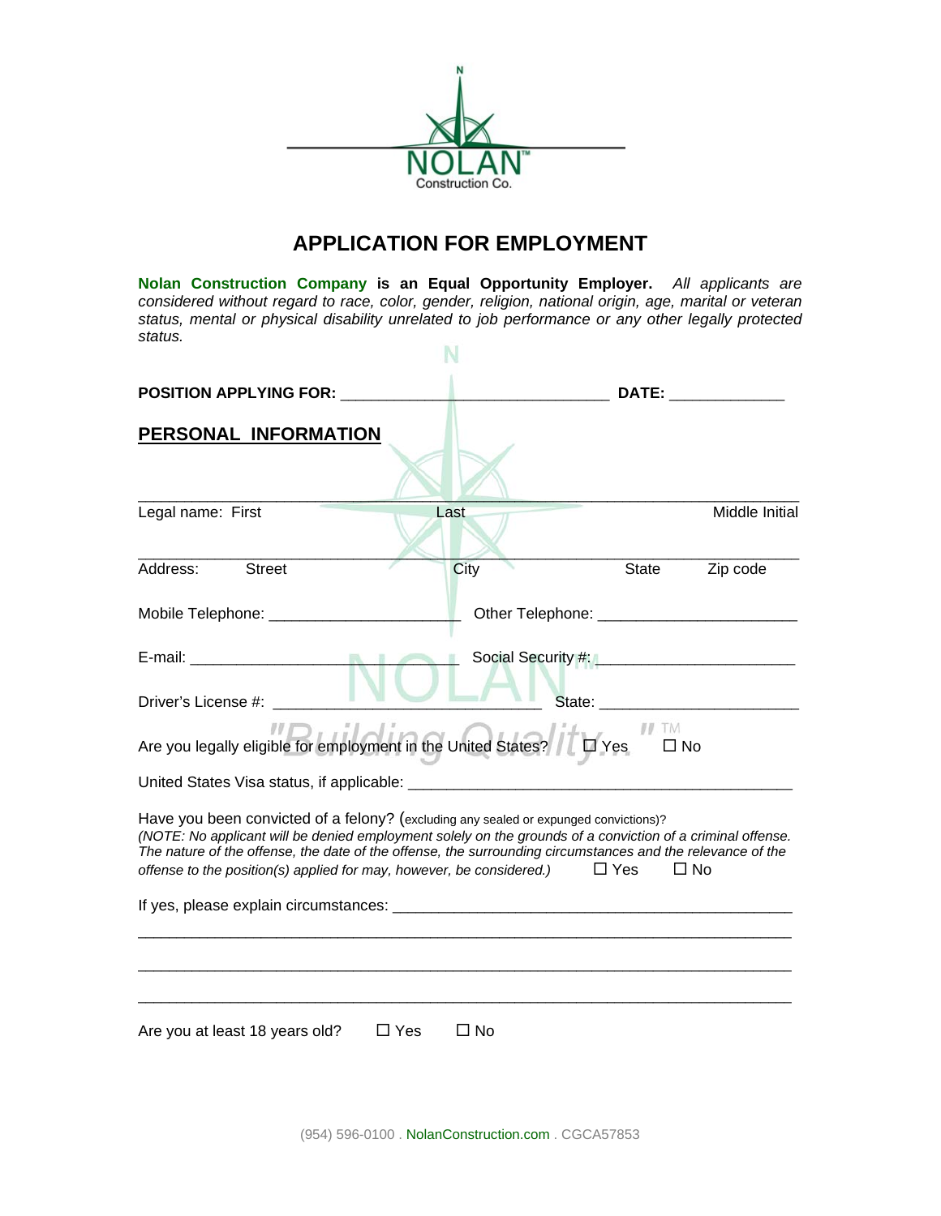NOLAN™
Construction Co.

# APPLICATION FOR EMPLOYMENT

**Nolan Construction Company is an Equal Opportunity Employer.** *All applicants are considered without regard to race, color, gender, religion, national origin, age, marital or veteran status, mental or physical disability unrelated to job performance or any other legally protected status.*

**POSITION APPLYING FOR:** ________________________________ **DATE:** _____________

## PERSONAL INFORMATION

_______________________________________________________________________________
Legal name: First Last Middle Initial

_______________________________________________________________________________
Address: Street City State Zip code

Mobile Telephone: ______________________ Other Telephone: _______________________

E-mail: ______________________________ Social Security #: ______________________

Driver's License #: _______________________________ State: ______________________

Are you legally eligible for employment in the United States? ☐ Yes ☐ No

United States Visa status, if applicable: ____________________________________________

Have you been convicted of a felony? (excluding any sealed or expunged convictions)?
*(NOTE: No applicant will be denied employment solely on the grounds of a conviction of a criminal offense. The nature of the offense, the date of the offense, the surrounding circumstances and the relevance of the offense to the position(s) applied for may, however, be considered.)* ☐ Yes ☐ No

If yes, please explain circumstances: _______________________________________________

_______________________________________________________________________________

_______________________________________________________________________________

_______________________________________________________________________________

Are you at least 18 years old? ☐ Yes ☐ No

(954) 596-0100 . NolanConstruction.com . CGCA57853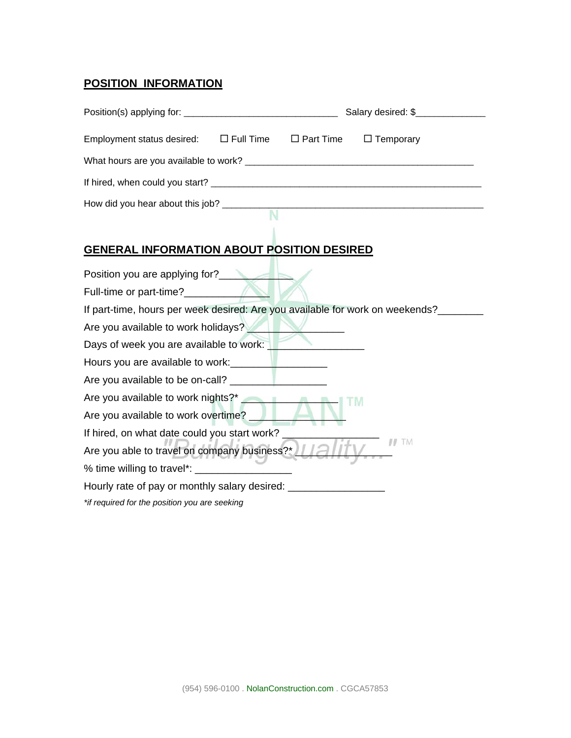## POSITION INFORMATION

Position(s) applying for: ______________________________ Salary desired: $_____________

Employment status desired: ☐ Full Time ☐ Part Time ☐ Temporary

What hours are you available to work? ____________________________________________

If hired, when could you start? _____________________________________________________

How did you hear about this job? ___________________________________________________

## GENERAL INFORMATION ABOUT POSITION DESIRED

Position you are applying for?______________

Full-time or part-time?________________

If part-time, hours per week desired: Are you available for work on weekends?________

Are you available to work holidays? ________________

Days of week you are available to work: _________________

Hours you are available to work:_________________

Are you available to be on-call? _________________

Are you available to work nights?* _________________

Are you available to work overtime? _________________

If hired, on what date could you start work? ________________

Are you able to travel on company business?* _________________

% time willing to travel*: _________________

Hourly rate of pay or monthly salary desired: _________________

*\*if required for the position you are seeking*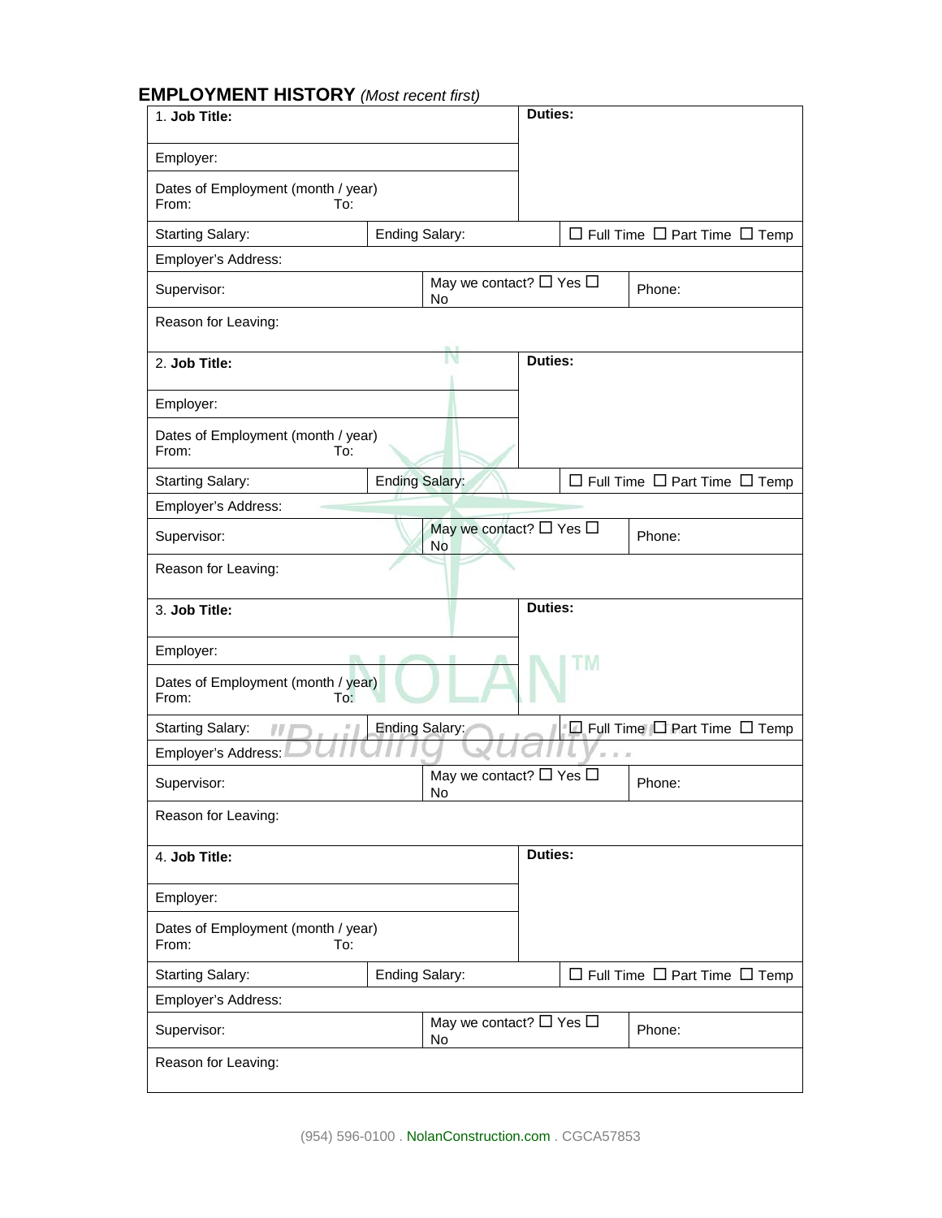## EMPLOYMENT HISTORY *(Most recent first)*

| | | | |
|---|---|---|---|
| 1. **Job Title:** | | **Duties:** | |
| Employer: | | | |
| Dates of Employment (month / year) From: To: | | | |
| Starting Salary: | Ending Salary: | ☐ Full Time ☐ Part Time ☐ Temp | |
| Employer's Address: | | | |
| Supervisor: | May we contact? ☐ Yes ☐ No | Phone: | |
| Reason for Leaving: | | | |

| | | | |
|---|---|---|---|
| 2. **Job Title:** | | **Duties:** | |
| Employer: | | | |
| Dates of Employment (month / year) From: To: | | | |
| Starting Salary: | Ending Salary: | ☐ Full Time ☐ Part Time ☐ Temp | |
| Employer's Address: | | | |
| Supervisor: | May we contact? ☐ Yes ☐ No | Phone: | |
| Reason for Leaving: | | | |

| | | | |
|---|---|---|---|
| 3. **Job Title:** | | **Duties:** | |
| Employer: | | | |
| Dates of Employment (month / year) From: To: | | | |
| Starting Salary: | Ending Salary: | ☐ Full Time ☐ Part Time ☐ Temp | |
| Employer's Address: | | | |
| Supervisor: | May we contact? ☐ Yes ☐ No | Phone: | |
| Reason for Leaving: | | | |

| | | | |
|---|---|---|---|
| 4. **Job Title:** | | **Duties:** | |
| Employer: | | | |
| Dates of Employment (month / year) From: To: | | | |
| Starting Salary: | Ending Salary: | ☐ Full Time ☐ Part Time ☐ Temp | |
| Employer's Address: | | | |
| Supervisor: | May we contact? ☐ Yes ☐ No | Phone: | |
| Reason for Leaving: | | | |

(954) 596-0100 . NolanConstruction.com . CGCA57853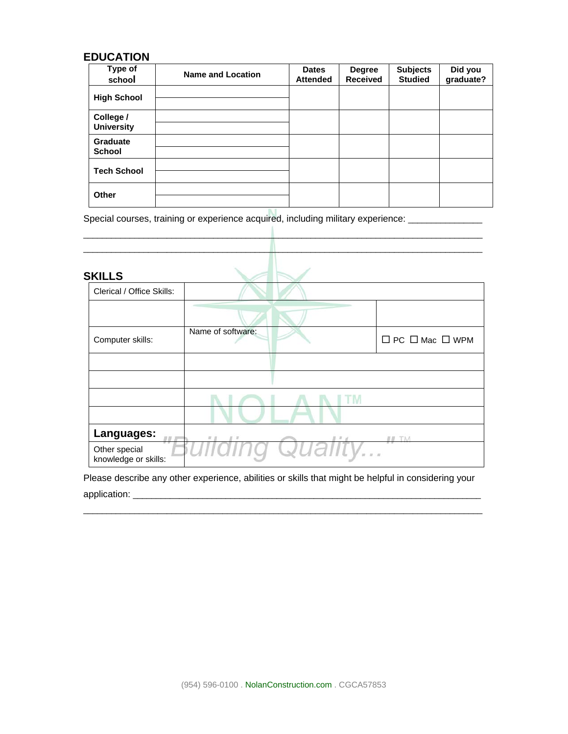## EDUCATION

| Type of school | Name and Location | Dates Attended | Degree Received | Subjects Studied | Did you graduate? |
|---|---|---|---|---|---|
| **High School** | | | | | |
| **College / University** | | | | | |
| **Graduate School** | | | | | |
| **Tech School** | | | | | |
| **Other** | | | | | |

Special courses, training or experience acquired, including military experience: ______________
_____________________________________________________________________________
_____________________________________________________________________________

## SKILLS

| | | |
|---|---|---|
| Clerical / Office Skills: | | |
| | | |
| Computer skills: | Name of software: | ☐ PC ☐ Mac ☐ WPM |
| | | |
| | | |
| | | |
| | | |
| **Languages:** | | |
| Other special knowledge or skills: | | |

Please describe any other experience, abilities or skills that might be helpful in considering your application: _____________________________________________________________________
_____________________________________________________________________________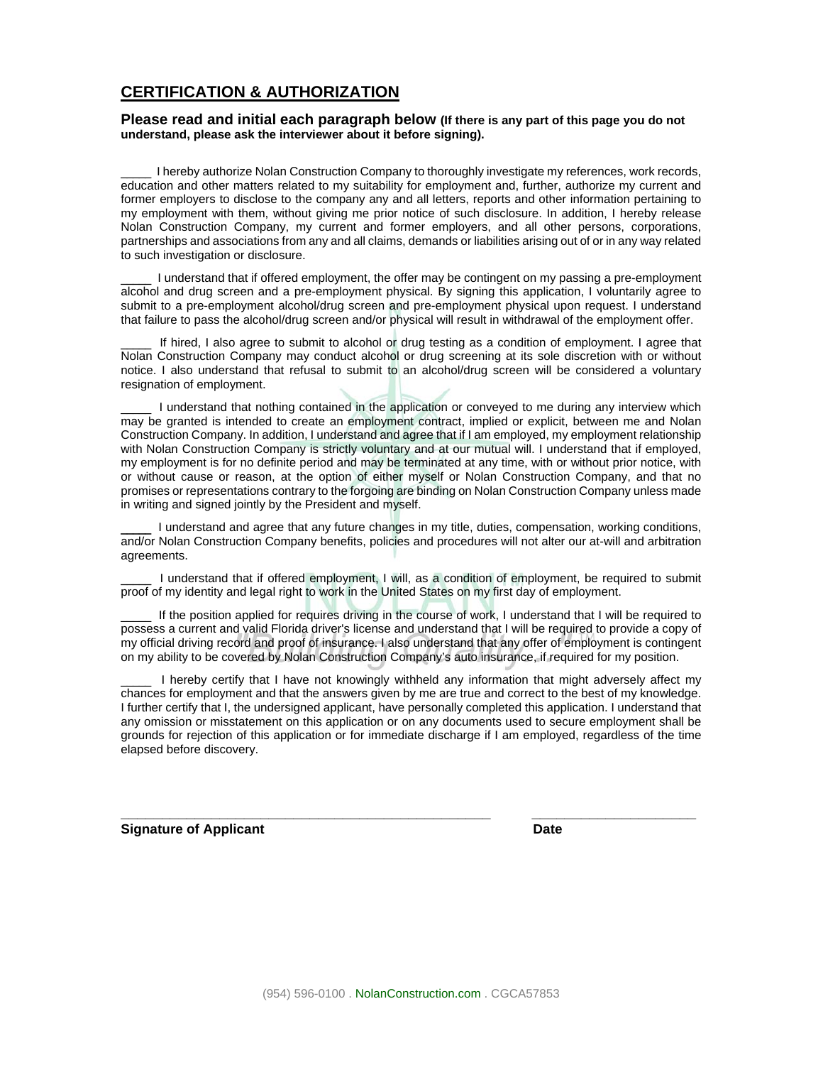## CERTIFICATION & AUTHORIZATION

**Please read and initial each paragraph below (If there is any part of this page you do not understand, please ask the interviewer about it before signing).**

_____ I hereby authorize Nolan Construction Company to thoroughly investigate my references, work records, education and other matters related to my suitability for employment and, further, authorize my current and former employers to disclose to the company any and all letters, reports and other information pertaining to my employment with them, without giving me prior notice of such disclosure. In addition, I hereby release Nolan Construction Company, my current and former employers, and all other persons, corporations, partnerships and associations from any and all claims, demands or liabilities arising out of or in any way related to such investigation or disclosure.

_____ I understand that if offered employment, the offer may be contingent on my passing a pre-employment alcohol and drug screen and a pre-employment physical. By signing this application, I voluntarily agree to submit to a pre-employment alcohol/drug screen and pre-employment physical upon request. I understand that failure to pass the alcohol/drug screen and/or physical will result in withdrawal of the employment offer.

_____ If hired, I also agree to submit to alcohol or drug testing as a condition of employment. I agree that Nolan Construction Company may conduct alcohol or drug screening at its sole discretion with or without notice. I also understand that refusal to submit to an alcohol/drug screen will be considered a voluntary resignation of employment.

_____ I understand that nothing contained in the application or conveyed to me during any interview which may be granted is intended to create an employment contract, implied or explicit, between me and Nolan Construction Company. In addition, I understand and agree that if I am employed, my employment relationship with Nolan Construction Company is strictly voluntary and at our mutual will. I understand that if employed, my employment is for no definite period and may be terminated at any time, with or without prior notice, with or without cause or reason, at the option of either myself or Nolan Construction Company, and that no promises or representations contrary to the forgoing are binding on Nolan Construction Company unless made in writing and signed jointly by the President and myself.

_____ I understand and agree that any future changes in my title, duties, compensation, working conditions, and/or Nolan Construction Company benefits, policies and procedures will not alter our at-will and arbitration agreements.

_____ I understand that if offered employment, I will, as a condition of employment, be required to submit proof of my identity and legal right to work in the United States on my first day of employment.

_____ If the position applied for requires driving in the course of work, I understand that I will be required to possess a current and valid Florida driver's license and understand that I will be required to provide a copy of my official driving record and proof of insurance. I also understand that any offer of employment is contingent on my ability to be covered by Nolan Construction Company's auto insurance, if required for my position.

_____ I hereby certify that I have not knowingly withheld any information that might adversely affect my chances for employment and that the answers given by me are true and correct to the best of my knowledge. I further certify that I, the undersigned applicant, have personally completed this application. I understand that any omission or misstatement on this application or on any documents used to secure employment shall be grounds for rejection of this application or for immediate discharge if I am employed, regardless of the time elapsed before discovery.

_______________________________________________ _____________________

**Signature of Applicant** **Date**

(954) 596-0100 . NolanConstruction.com . CGCA57853